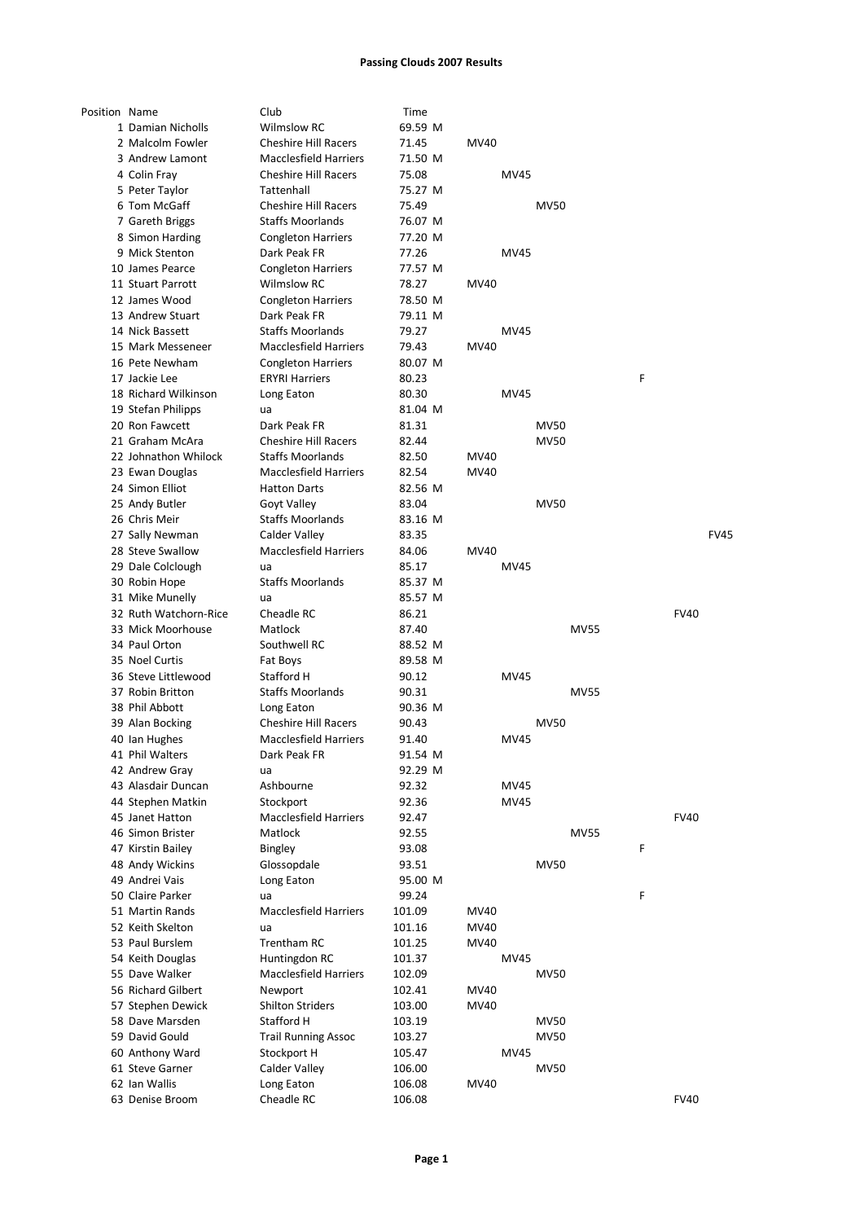**Passing Clouds 2007 Results**

| Position | Name | Club | Time | | | | | | | | |
|---|---|---|---|---|---|---|---|---|---|---|---|
| 1 | Damian Nicholls | Wilmslow RC | 69.59 | M | | | | | | | |
| 2 | Malcolm Fowler | Cheshire Hill Racers | 71.45 | | MV40 | | | | | | |
| 3 | Andrew Lamont | Macclesfield Harriers | 71.50 | M | | | | | | | |
| 4 | Colin Fray | Cheshire Hill Racers | 75.08 | | | MV45 | | | | | |
| 5 | Peter Taylor | Tattenhall | 75.27 | M | | | | | | | |
| 6 | Tom McGaff | Cheshire Hill Racers | 75.49 | | | | MV50 | | | | |
| 7 | Gareth Briggs | Staffs Moorlands | 76.07 | M | | | | | | | |
| 8 | Simon Harding | Congleton Harriers | 77.20 | M | | | | | | | |
| 9 | Mick Stenton | Dark Peak FR | 77.26 | | | MV45 | | | | | |
| 10 | James Pearce | Congleton Harriers | 77.57 | M | | | | | | | |
| 11 | Stuart Parrott | Wilmslow RC | 78.27 | | MV40 | | | | | | |
| 12 | James Wood | Congleton Harriers | 78.50 | M | | | | | | | |
| 13 | Andrew Stuart | Dark Peak FR | 79.11 | M | | | | | | | |
| 14 | Nick Bassett | Staffs Moorlands | 79.27 | | | MV45 | | | | | |
| 15 | Mark Messeneer | Macclesfield Harriers | 79.43 | | MV40 | | | | | | |
| 16 | Pete Newham | Congleton Harriers | 80.07 | M | | | | | | | |
| 17 | Jackie Lee | ERYRI Harriers | 80.23 | | | | | | F | | |
| 18 | Richard Wilkinson | Long Eaton | 80.30 | | | MV45 | | | | | |
| 19 | Stefan Philipps | ua | 81.04 | M | | | | | | | |
| 20 | Ron Fawcett | Dark Peak FR | 81.31 | | | | MV50 | | | | |
| 21 | Graham McAra | Cheshire Hill Racers | 82.44 | | | | MV50 | | | | |
| 22 | Johnathon Whilock | Staffs Moorlands | 82.50 | | MV40 | | | | | | |
| 23 | Ewan Douglas | Macclesfield Harriers | 82.54 | | MV40 | | | | | | |
| 24 | Simon Elliot | Hatton Darts | 82.56 | M | | | | | | | |
| 25 | Andy Butler | Goyt Valley | 83.04 | | | | MV50 | | | | |
| 26 | Chris Meir | Staffs Moorlands | 83.16 | M | | | | | | | |
| 27 | Sally Newman | Calder Valley | 83.35 | | | | | | | | FV45 |
| 28 | Steve Swallow | Macclesfield Harriers | 84.06 | | MV40 | | | | | | |
| 29 | Dale Colclough | ua | 85.17 | | | MV45 | | | | | |
| 30 | Robin Hope | Staffs Moorlands | 85.37 | M | | | | | | | |
| 31 | Mike Munelly | ua | 85.57 | M | | | | | | | |
| 32 | Ruth Watchorn-Rice | Cheadle RC | 86.21 | | | | | | | FV40 | |
| 33 | Mick Moorhouse | Matlock | 87.40 | | | | | MV55 | | | |
| 34 | Paul Orton | Southwell RC | 88.52 | M | | | | | | | |
| 35 | Noel Curtis | Fat Boys | 89.58 | M | | | | | | | |
| 36 | Steve Littlewood | Stafford H | 90.12 | | | MV45 | | | | | |
| 37 | Robin Britton | Staffs Moorlands | 90.31 | | | | | MV55 | | | |
| 38 | Phil Abbott | Long Eaton | 90.36 | M | | | | | | | |
| 39 | Alan Bocking | Cheshire Hill Racers | 90.43 | | | | MV50 | | | | |
| 40 | Ian Hughes | Macclesfield Harriers | 91.40 | | | MV45 | | | | | |
| 41 | Phil Walters | Dark Peak FR | 91.54 | M | | | | | | | |
| 42 | Andrew Gray | ua | 92.29 | M | | | | | | | |
| 43 | Alasdair Duncan | Ashbourne | 92.32 | | | MV45 | | | | | |
| 44 | Stephen Matkin | Stockport | 92.36 | | | MV45 | | | | | |
| 45 | Janet Hatton | Macclesfield Harriers | 92.47 | | | | | | | FV40 | |
| 46 | Simon Brister | Matlock | 92.55 | | | | | MV55 | | | |
| 47 | Kirstin Bailey | Bingley | 93.08 | | | | | | F | | |
| 48 | Andy Wickins | Glossopdale | 93.51 | | | | MV50 | | | | |
| 49 | Andrei Vais | Long Eaton | 95.00 | M | | | | | | | |
| 50 | Claire Parker | ua | 99.24 | | | | | | F | | |
| 51 | Martin Rands | Macclesfield Harriers | 101.09 | | MV40 | | | | | | |
| 52 | Keith Skelton | ua | 101.16 | | MV40 | | | | | | |
| 53 | Paul Burslem | Trentham RC | 101.25 | | MV40 | | | | | | |
| 54 | Keith Douglas | Huntingdon RC | 101.37 | | | MV45 | | | | | |
| 55 | Dave Walker | Macclesfield Harriers | 102.09 | | | | MV50 | | | | |
| 56 | Richard Gilbert | Newport | 102.41 | | MV40 | | | | | | |
| 57 | Stephen Dewick | Shilton Striders | 103.00 | | MV40 | | | | | | |
| 58 | Dave Marsden | Stafford H | 103.19 | | | | MV50 | | | | |
| 59 | David Gould | Trail Running Assoc | 103.27 | | | | MV50 | | | | |
| 60 | Anthony Ward | Stockport H | 105.47 | | | MV45 | | | | | |
| 61 | Steve Garner | Calder Valley | 106.00 | | | | MV50 | | | | |
| 62 | Ian Wallis | Long Eaton | 106.08 | | MV40 | | | | | | |
| 63 | Denise Broom | Cheadle RC | 106.08 | | | | | | | FV40 | |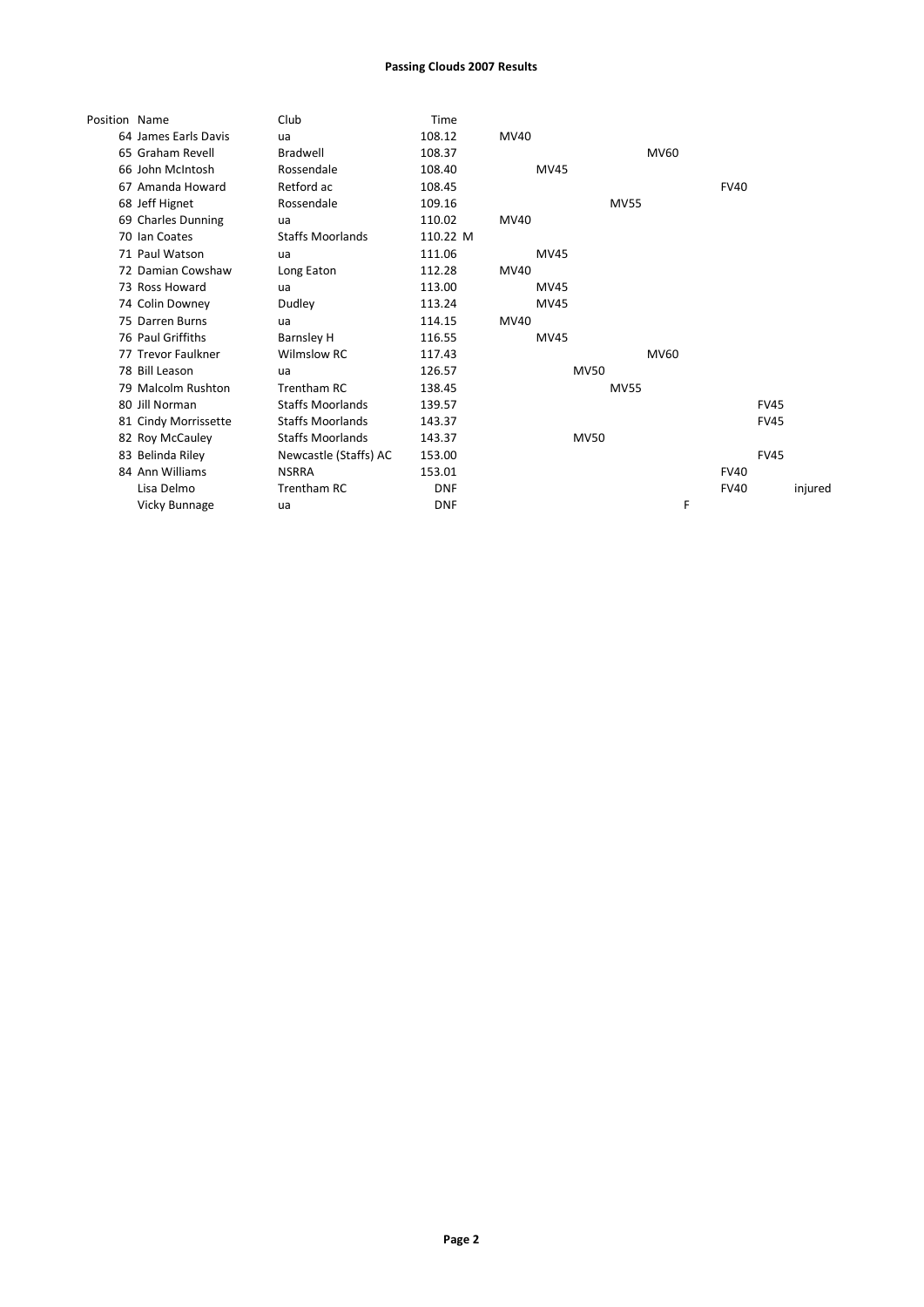**Passing Clouds 2007 Results**

| Position | Name | Club | Time | | | | | | | | | | |
|---|---|---|---|---|---|---|---|---|---|---|---|---|---|
| 64 | James Earls Davis | ua | 108.12 | | MV40 | | | | | | | | |
| 65 | Graham Revell | Bradwell | 108.37 | | | | | | MV60 | | | | |
| 66 | John McIntosh | Rossendale | 108.40 | | | MV45 | | | | | | | |
| 67 | Amanda Howard | Retford ac | 108.45 | | | | | | | | FV40 | | |
| 68 | Jeff Hignet | Rossendale | 109.16 | | | | | MV55 | | | | | |
| 69 | Charles Dunning | ua | 110.02 | | MV40 | | | | | | | | |
| 70 | Ian Coates | Staffs Moorlands | 110.22 | M | | | | | | | | | |
| 71 | Paul Watson | ua | 111.06 | | | MV45 | | | | | | | |
| 72 | Damian Cowshaw | Long Eaton | 112.28 | | MV40 | | | | | | | | |
| 73 | Ross Howard | ua | 113.00 | | | MV45 | | | | | | | |
| 74 | Colin Downey | Dudley | 113.24 | | | MV45 | | | | | | | |
| 75 | Darren Burns | ua | 114.15 | | MV40 | | | | | | | | |
| 76 | Paul Griffiths | Barnsley H | 116.55 | | | MV45 | | | | | | | |
| 77 | Trevor Faulkner | Wilmslow RC | 117.43 | | | | | | MV60 | | | | |
| 78 | Bill Leason | ua | 126.57 | | | | MV50 | | | | | | |
| 79 | Malcolm Rushton | Trentham RC | 138.45 | | | | | MV55 | | | | | |
| 80 | Jill Norman | Staffs Moorlands | 139.57 | | | | | | | | | FV45 | |
| 81 | Cindy Morrissette | Staffs Moorlands | 143.37 | | | | | | | | | FV45 | |
| 82 | Roy McCauley | Staffs Moorlands | 143.37 | | | | MV50 | | | | | | |
| 83 | Belinda Riley | Newcastle (Staffs) AC | 153.00 | | | | | | | | | FV45 | |
| 84 | Ann Williams | NSRRA | 153.01 | | | | | | | | FV40 | | |
| | Lisa Delmo | Trentham RC | DNF | | | | | | | | FV40 | | injured |
| | Vicky Bunnage | ua | DNF | | | | | | | F | | | |